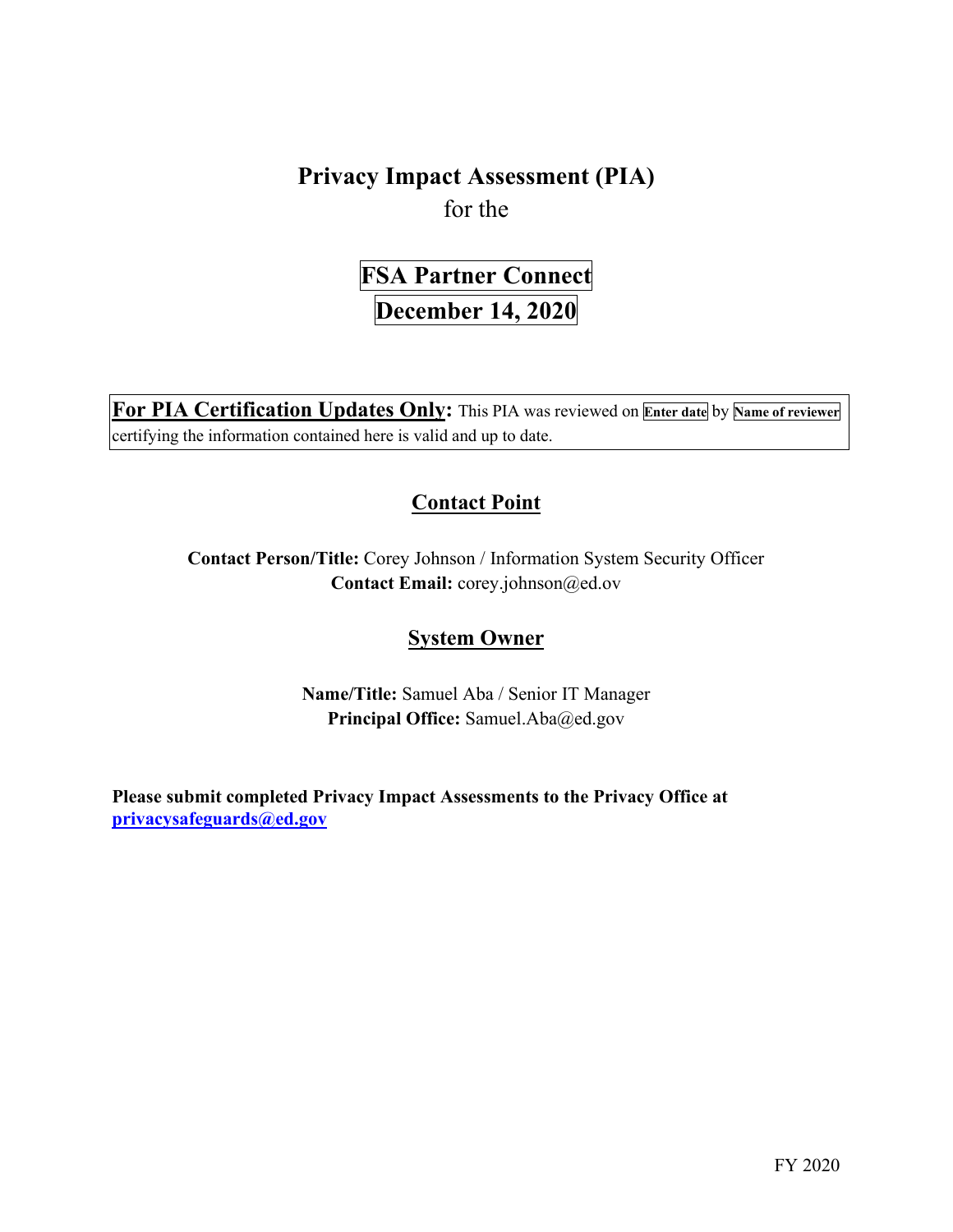# Privacy Impact Assessment (PIA)

for the

## FSA Partner Connect

## December 14, 2020

**For PIA Certification Updates Only:** This PIA was reviewed on **Enter date** by **Name of reviewer** certifying the information contained here is valid and up to date.

## Contact Point

**Contact Person/Title:** Corey Johnson / Information System Security Officer
**Contact Email:** corey.johnson@ed.ov

## System Owner

**Name/Title:** Samuel Aba / Senior IT Manager
**Principal Office:** Samuel.Aba@ed.gov

**Please submit completed Privacy Impact Assessments to the Privacy Office at privacysafeguards@ed.gov**

FY 2020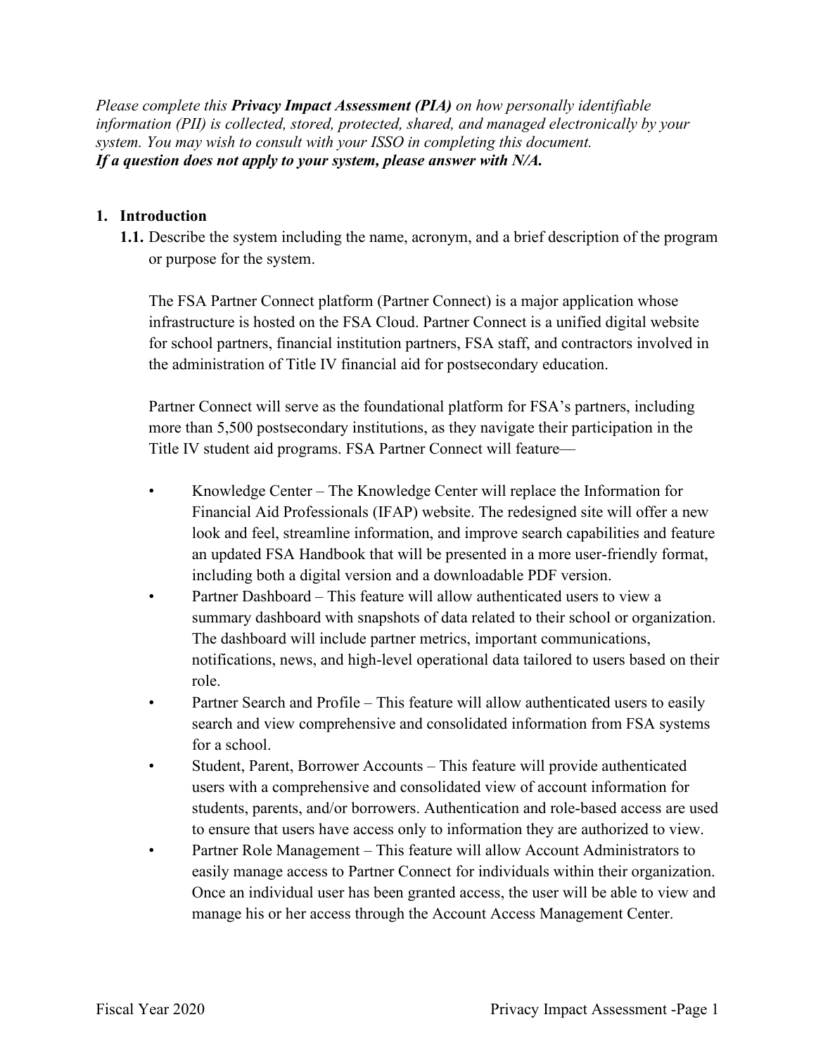*Please complete this **Privacy Impact Assessment (PIA)** on how personally identifiable information (PII) is collected, stored, protected, shared, and managed electronically by your system. You may wish to consult with your ISSO in completing this document.*
***If a question does not apply to your system, please answer with N/A.***

## 1. Introduction

**1.1.** Describe the system including the name, acronym, and a brief description of the program or purpose for the system.

The FSA Partner Connect platform (Partner Connect) is a major application whose infrastructure is hosted on the FSA Cloud. Partner Connect is a unified digital website for school partners, financial institution partners, FSA staff, and contractors involved in the administration of Title IV financial aid for postsecondary education.

Partner Connect will serve as the foundational platform for FSA's partners, including more than 5,500 postsecondary institutions, as they navigate their participation in the Title IV student aid programs. FSA Partner Connect will feature—

- Knowledge Center – The Knowledge Center will replace the Information for Financial Aid Professionals (IFAP) website. The redesigned site will offer a new look and feel, streamline information, and improve search capabilities and feature an updated FSA Handbook that will be presented in a more user-friendly format, including both a digital version and a downloadable PDF version.
- Partner Dashboard – This feature will allow authenticated users to view a summary dashboard with snapshots of data related to their school or organization. The dashboard will include partner metrics, important communications, notifications, news, and high-level operational data tailored to users based on their role.
- Partner Search and Profile – This feature will allow authenticated users to easily search and view comprehensive and consolidated information from FSA systems for a school.
- Student, Parent, Borrower Accounts – This feature will provide authenticated users with a comprehensive and consolidated view of account information for students, parents, and/or borrowers. Authentication and role-based access are used to ensure that users have access only to information they are authorized to view.
- Partner Role Management – This feature will allow Account Administrators to easily manage access to Partner Connect for individuals within their organization. Once an individual user has been granted access, the user will be able to view and manage his or her access through the Account Access Management Center.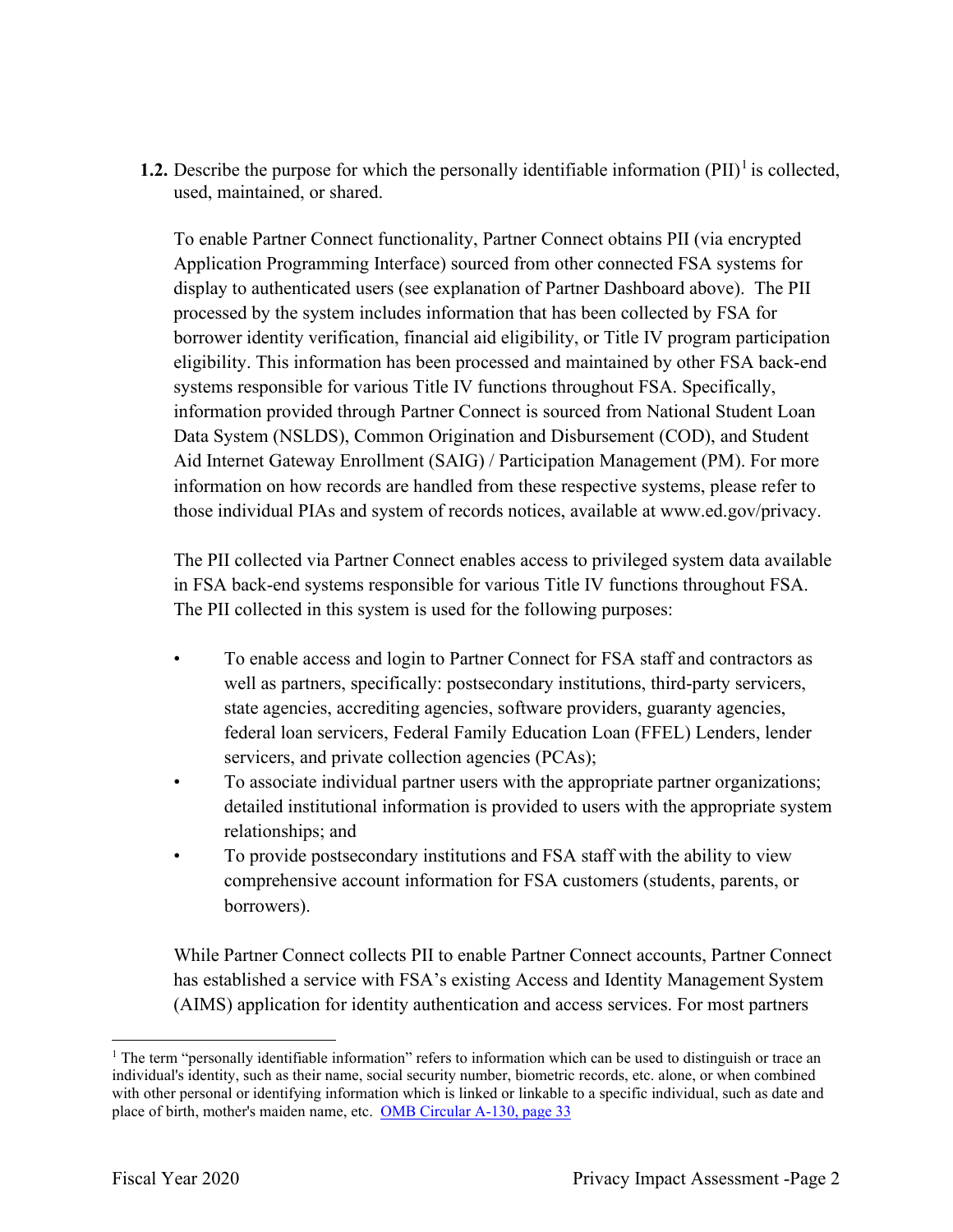**1.2.** Describe the purpose for which the personally identifiable information (PII)[1] is collected, used, maintained, or shared.

To enable Partner Connect functionality, Partner Connect obtains PII (via encrypted Application Programming Interface) sourced from other connected FSA systems for display to authenticated users (see explanation of Partner Dashboard above). The PII processed by the system includes information that has been collected by FSA for borrower identity verification, financial aid eligibility, or Title IV program participation eligibility. This information has been processed and maintained by other FSA back-end systems responsible for various Title IV functions throughout FSA. Specifically, information provided through Partner Connect is sourced from National Student Loan Data System (NSLDS), Common Origination and Disbursement (COD), and Student Aid Internet Gateway Enrollment (SAIG) / Participation Management (PM). For more information on how records are handled from these respective systems, please refer to those individual PIAs and system of records notices, available at www.ed.gov/privacy.

The PII collected via Partner Connect enables access to privileged system data available in FSA back-end systems responsible for various Title IV functions throughout FSA. The PII collected in this system is used for the following purposes:

- To enable access and login to Partner Connect for FSA staff and contractors as well as partners, specifically: postsecondary institutions, third-party servicers, state agencies, accrediting agencies, software providers, guaranty agencies, federal loan servicers, Federal Family Education Loan (FFEL) Lenders, lender servicers, and private collection agencies (PCAs);
- To associate individual partner users with the appropriate partner organizations; detailed institutional information is provided to users with the appropriate system relationships; and
- To provide postsecondary institutions and FSA staff with the ability to view comprehensive account information for FSA customers (students, parents, or borrowers).

While Partner Connect collects PII to enable Partner Connect accounts, Partner Connect has established a service with FSA's existing Access and Identity Management System (AIMS) application for identity authentication and access services. For most partners

[1] The term "personally identifiable information" refers to information which can be used to distinguish or trace an individual's identity, such as their name, social security number, biometric records, etc. alone, or when combined with other personal or identifying information which is linked or linkable to a specific individual, such as date and place of birth, mother's maiden name, etc. OMB Circular A-130, page 33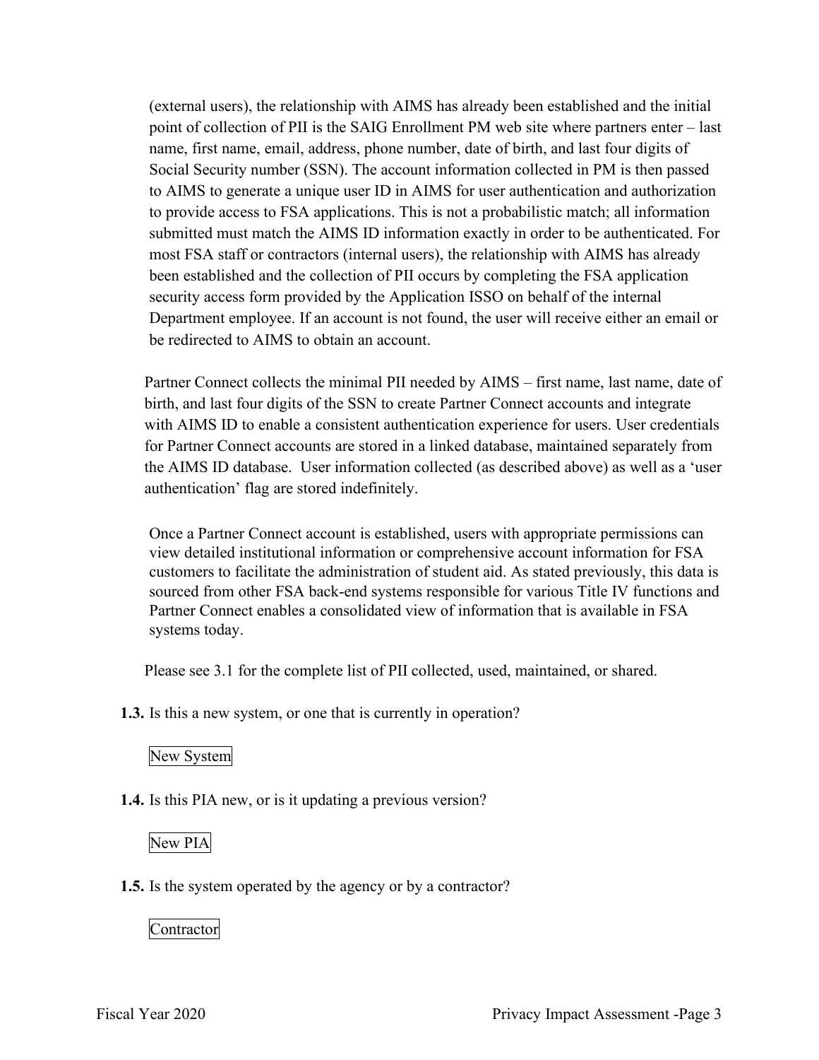(external users), the relationship with AIMS has already been established and the initial point of collection of PII is the SAIG Enrollment PM web site where partners enter – last name, first name, email, address, phone number, date of birth, and last four digits of Social Security number (SSN). The account information collected in PM is then passed to AIMS to generate a unique user ID in AIMS for user authentication and authorization to provide access to FSA applications. This is not a probabilistic match; all information submitted must match the AIMS ID information exactly in order to be authenticated. For most FSA staff or contractors (internal users), the relationship with AIMS has already been established and the collection of PII occurs by completing the FSA application security access form provided by the Application ISSO on behalf of the internal Department employee. If an account is not found, the user will receive either an email or be redirected to AIMS to obtain an account.

Partner Connect collects the minimal PII needed by AIMS – first name, last name, date of birth, and last four digits of the SSN to create Partner Connect accounts and integrate with AIMS ID to enable a consistent authentication experience for users. User credentials for Partner Connect accounts are stored in a linked database, maintained separately from the AIMS ID database. User information collected (as described above) as well as a 'user authentication' flag are stored indefinitely.

Once a Partner Connect account is established, users with appropriate permissions can view detailed institutional information or comprehensive account information for FSA customers to facilitate the administration of student aid. As stated previously, this data is sourced from other FSA back-end systems responsible for various Title IV functions and Partner Connect enables a consolidated view of information that is available in FSA systems today.

Please see 3.1 for the complete list of PII collected, used, maintained, or shared.

**1.3.** Is this a new system, or one that is currently in operation?

New System

**1.4.** Is this PIA new, or is it updating a previous version?

New PIA

**1.5.** Is the system operated by the agency or by a contractor?

Contractor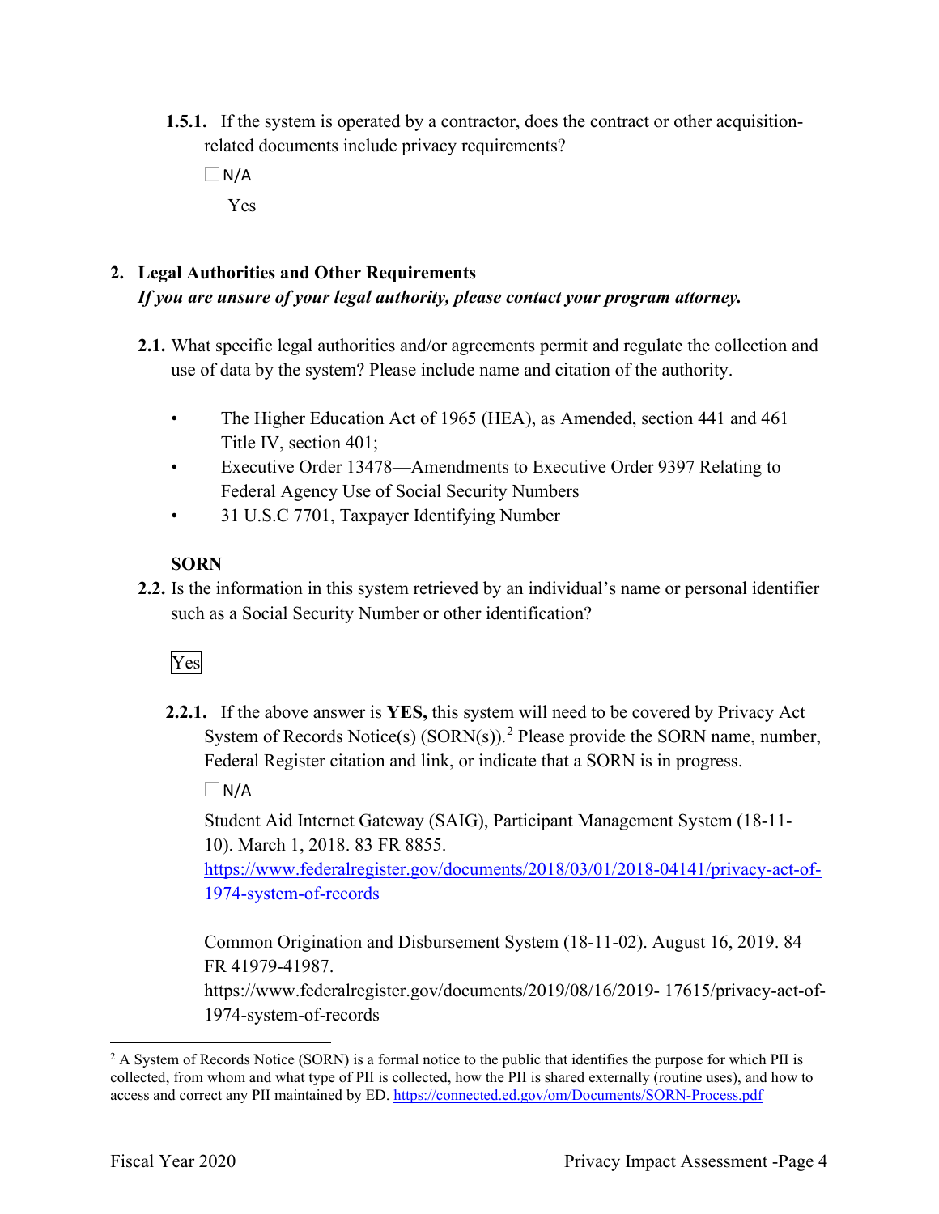**1.5.1.** If the system is operated by a contractor, does the contract or other acquisition-related documents include privacy requirements?

☐ N/A

Yes

## 2. Legal Authorities and Other Requirements

***If you are unsure of your legal authority, please contact your program attorney.***

**2.1.** What specific legal authorities and/or agreements permit and regulate the collection and use of data by the system? Please include name and citation of the authority.

- The Higher Education Act of 1965 (HEA), as Amended, section 441 and 461 Title IV, section 401;
- Executive Order 13478—Amendments to Executive Order 9397 Relating to Federal Agency Use of Social Security Numbers
- 31 U.S.C 7701, Taxpayer Identifying Number

**SORN**

**2.2.** Is the information in this system retrieved by an individual's name or personal identifier such as a Social Security Number or other identification?

Yes

**2.2.1.** If the above answer is **YES,** this system will need to be covered by Privacy Act System of Records Notice(s) (SORN(s)).[2] Please provide the SORN name, number, Federal Register citation and link, or indicate that a SORN is in progress.

☐ N/A

Student Aid Internet Gateway (SAIG), Participant Management System (18-11-10). March 1, 2018. 83 FR 8855. https://www.federalregister.gov/documents/2018/03/01/2018-04141/privacy-act-of-1974-system-of-records

Common Origination and Disbursement System (18-11-02). August 16, 2019. 84 FR 41979-41987. https://www.federalregister.gov/documents/2019/08/16/2019- 17615/privacy-act-of-1974-system-of-records

[2] A System of Records Notice (SORN) is a formal notice to the public that identifies the purpose for which PII is collected, from whom and what type of PII is collected, how the PII is shared externally (routine uses), and how to access and correct any PII maintained by ED. https://connected.ed.gov/om/Documents/SORN-Process.pdf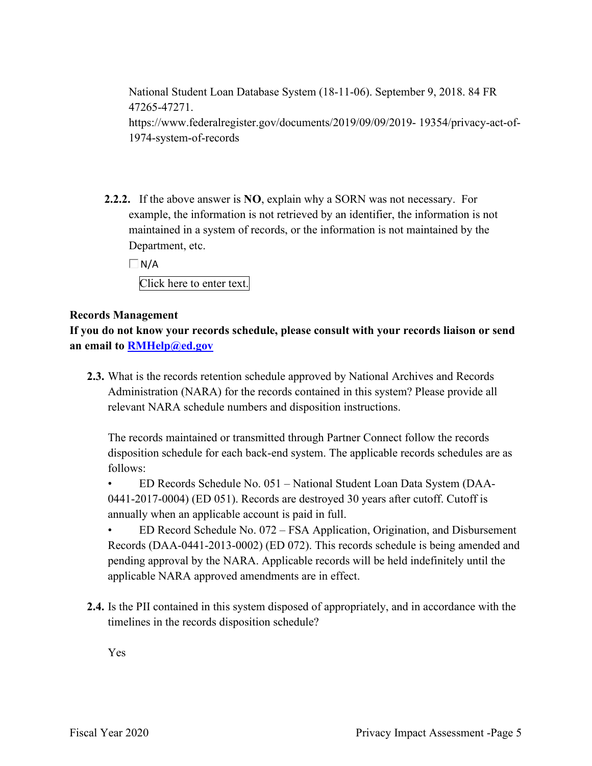National Student Loan Database System (18-11-06). September 9, 2018. 84 FR 47265-47271. https://www.federalregister.gov/documents/2019/09/09/2019- 19354/privacy-act-of-1974-system-of-records

**2.2.2.** If the above answer is **NO**, explain why a SORN was not necessary. For example, the information is not retrieved by an identifier, the information is not maintained in a system of records, or the information is not maintained by the Department, etc.

☐ N/A

Click here to enter text.

**Records Management**

**If you do not know your records schedule, please consult with your records liaison or send an email to [RMHelp@ed.gov](mailto:RMHelp@ed.gov)**

**2.3.** What is the records retention schedule approved by National Archives and Records Administration (NARA) for the records contained in this system? Please provide all relevant NARA schedule numbers and disposition instructions.

The records maintained or transmitted through Partner Connect follow the records disposition schedule for each back-end system. The applicable records schedules are as follows:

- ED Records Schedule No. 051 – National Student Loan Data System (DAA-0441-2017-0004) (ED 051). Records are destroyed 30 years after cutoff. Cutoff is annually when an applicable account is paid in full.
- ED Record Schedule No. 072 – FSA Application, Origination, and Disbursement Records (DAA-0441-2013-0002) (ED 072). This records schedule is being amended and pending approval by the NARA. Applicable records will be held indefinitely until the applicable NARA approved amendments are in effect.

**2.4.** Is the PII contained in this system disposed of appropriately, and in accordance with the timelines in the records disposition schedule?

Yes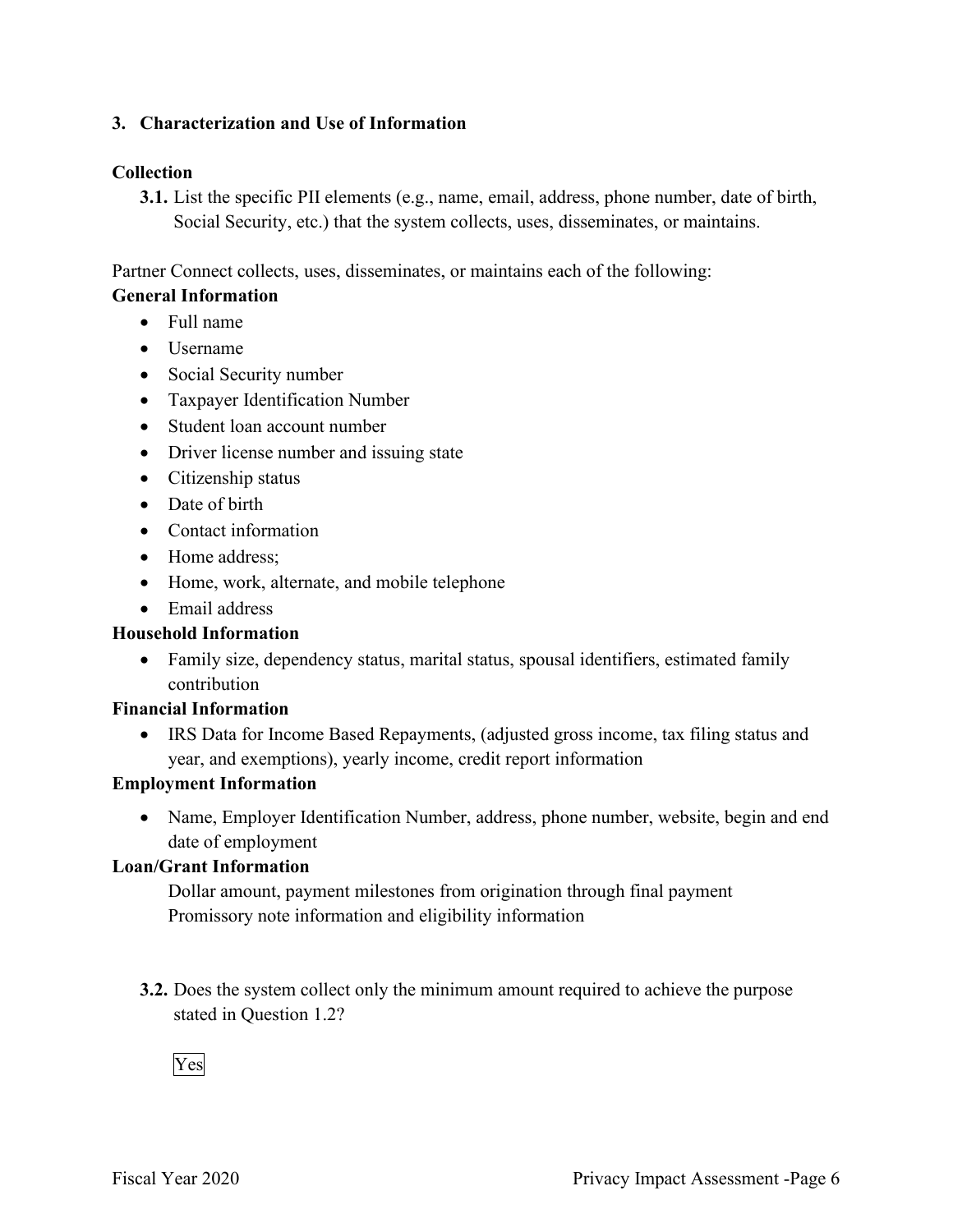### 3. Characterization and Use of Information

**Collection**

**3.1.** List the specific PII elements (e.g., name, email, address, phone number, date of birth, Social Security, etc.) that the system collects, uses, disseminates, or maintains.

Partner Connect collects, uses, disseminates, or maintains each of the following:

**General Information**

- Full name
- Username
- Social Security number
- Taxpayer Identification Number
- Student loan account number
- Driver license number and issuing state
- Citizenship status
- Date of birth
- Contact information
- Home address;
- Home, work, alternate, and mobile telephone
- Email address

**Household Information**

- Family size, dependency status, marital status, spousal identifiers, estimated family contribution

**Financial Information**

- IRS Data for Income Based Repayments, (adjusted gross income, tax filing status and year, and exemptions), yearly income, credit report information

**Employment Information**

- Name, Employer Identification Number, address, phone number, website, begin and end date of employment

**Loan/Grant Information**

Dollar amount, payment milestones from origination through final payment
Promissory note information and eligibility information

**3.2.** Does the system collect only the minimum amount required to achieve the purpose stated in Question 1.2?

Yes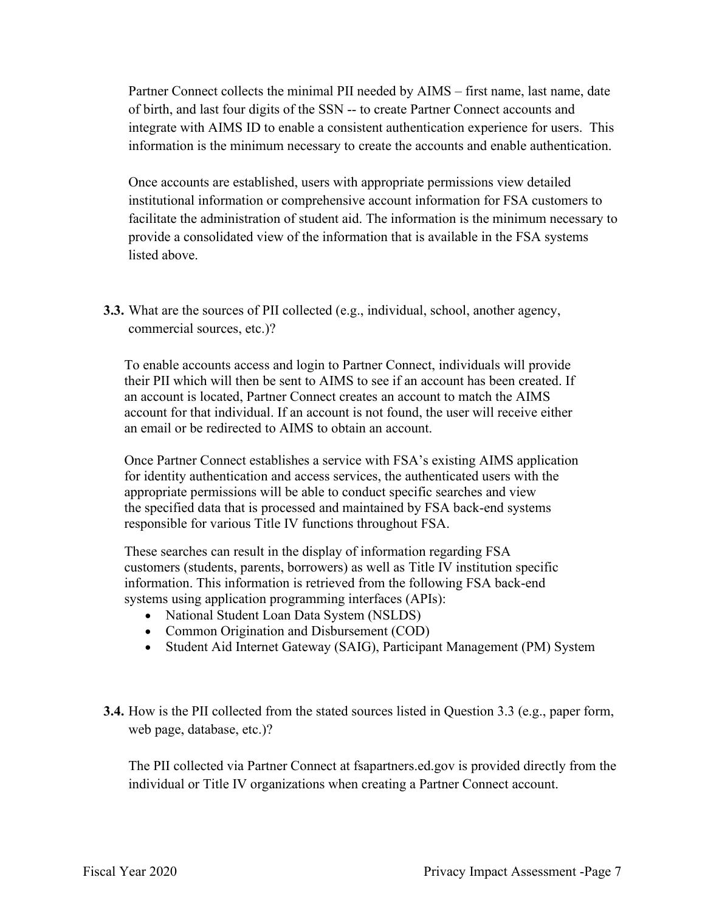Partner Connect collects the minimal PII needed by AIMS – first name, last name, date of birth, and last four digits of the SSN -- to create Partner Connect accounts and integrate with AIMS ID to enable a consistent authentication experience for users. This information is the minimum necessary to create the accounts and enable authentication.

Once accounts are established, users with appropriate permissions view detailed institutional information or comprehensive account information for FSA customers to facilitate the administration of student aid. The information is the minimum necessary to provide a consolidated view of the information that is available in the FSA systems listed above.

**3.3.** What are the sources of PII collected (e.g., individual, school, another agency, commercial sources, etc.)?

To enable accounts access and login to Partner Connect, individuals will provide their PII which will then be sent to AIMS to see if an account has been created. If an account is located, Partner Connect creates an account to match the AIMS account for that individual. If an account is not found, the user will receive either an email or be redirected to AIMS to obtain an account.

Once Partner Connect establishes a service with FSA's existing AIMS application for identity authentication and access services, the authenticated users with the appropriate permissions will be able to conduct specific searches and view the specified data that is processed and maintained by FSA back-end systems responsible for various Title IV functions throughout FSA.

These searches can result in the display of information regarding FSA customers (students, parents, borrowers) as well as Title IV institution specific information. This information is retrieved from the following FSA back-end systems using application programming interfaces (APIs):

- National Student Loan Data System (NSLDS)
- Common Origination and Disbursement (COD)
- Student Aid Internet Gateway (SAIG), Participant Management (PM) System

**3.4.** How is the PII collected from the stated sources listed in Question 3.3 (e.g., paper form, web page, database, etc.)?

The PII collected via Partner Connect at fsapartners.ed.gov is provided directly from the individual or Title IV organizations when creating a Partner Connect account.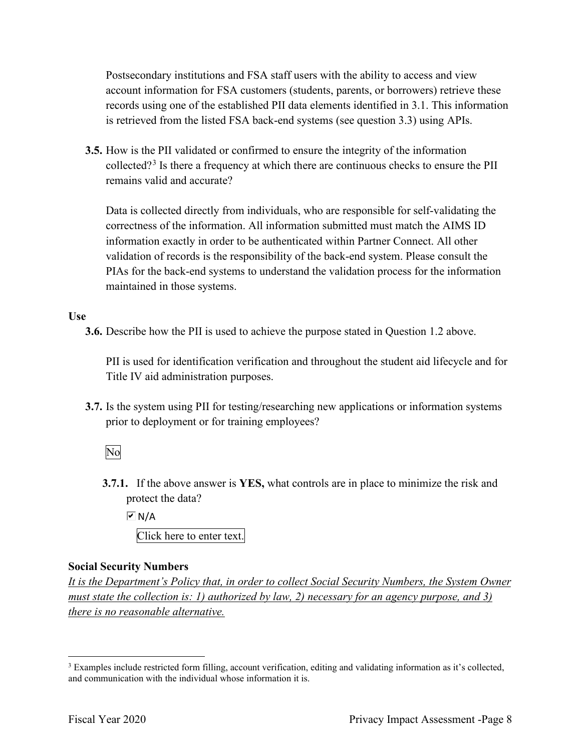Postsecondary institutions and FSA staff users with the ability to access and view account information for FSA customers (students, parents, or borrowers) retrieve these records using one of the established PII data elements identified in 3.1. This information is retrieved from the listed FSA back-end systems (see question 3.3) using APIs.

**3.5.** How is the PII validated or confirmed to ensure the integrity of the information collected?[3] Is there a frequency at which there are continuous checks to ensure the PII remains valid and accurate?

Data is collected directly from individuals, who are responsible for self-validating the correctness of the information. All information submitted must match the AIMS ID information exactly in order to be authenticated within Partner Connect. All other validation of records is the responsibility of the back-end system. Please consult the PIAs for the back-end systems to understand the validation process for the information maintained in those systems.

**Use**

**3.6.** Describe how the PII is used to achieve the purpose stated in Question 1.2 above.

PII is used for identification verification and throughout the student aid lifecycle and for Title IV aid administration purposes.

**3.7.** Is the system using PII for testing/researching new applications or information systems prior to deployment or for training employees?

No

**3.7.1.** If the above answer is **YES,** what controls are in place to minimize the risk and protect the data?

☑ N/A

Click here to enter text.

**Social Security Numbers**

*It is the Department's Policy that, in order to collect Social Security Numbers, the System Owner must state the collection is: 1) authorized by law, 2) necessary for an agency purpose, and 3) there is no reasonable alternative.*

[3] Examples include restricted form filling, account verification, editing and validating information as it's collected, and communication with the individual whose information it is.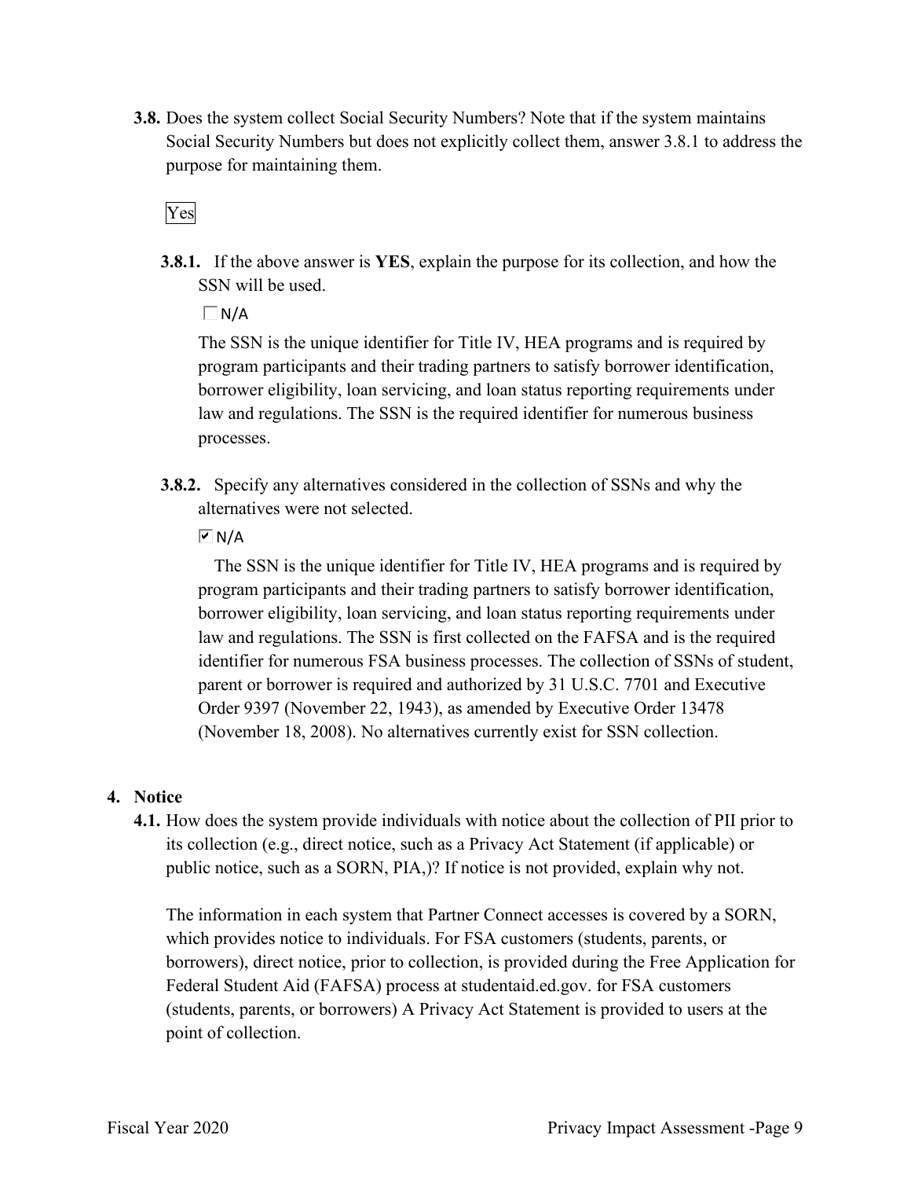**3.8.** Does the system collect Social Security Numbers? Note that if the system maintains Social Security Numbers but does not explicitly collect them, answer 3.8.1 to address the purpose for maintaining them.

Yes

**3.8.1.** If the above answer is **YES**, explain the purpose for its collection, and how the SSN will be used.

☐ N/A

The SSN is the unique identifier for Title IV, HEA programs and is required by program participants and their trading partners to satisfy borrower identification, borrower eligibility, loan servicing, and loan status reporting requirements under law and regulations. The SSN is the required identifier for numerous business processes.

**3.8.2.** Specify any alternatives considered in the collection of SSNs and why the alternatives were not selected.

☑ N/A

The SSN is the unique identifier for Title IV, HEA programs and is required by program participants and their trading partners to satisfy borrower identification, borrower eligibility, loan servicing, and loan status reporting requirements under law and regulations. The SSN is first collected on the FAFSA and is the required identifier for numerous FSA business processes. The collection of SSNs of student, parent or borrower is required and authorized by 31 U.S.C. 7701 and Executive Order 9397 (November 22, 1943), as amended by Executive Order 13478 (November 18, 2008). No alternatives currently exist for SSN collection.

## 4. Notice

**4.1.** How does the system provide individuals with notice about the collection of PII prior to its collection (e.g., direct notice, such as a Privacy Act Statement (if applicable) or public notice, such as a SORN, PIA,)? If notice is not provided, explain why not.

The information in each system that Partner Connect accesses is covered by a SORN, which provides notice to individuals. For FSA customers (students, parents, or borrowers), direct notice, prior to collection, is provided during the Free Application for Federal Student Aid (FAFSA) process at studentaid.ed.gov. for FSA customers (students, parents, or borrowers) A Privacy Act Statement is provided to users at the point of collection.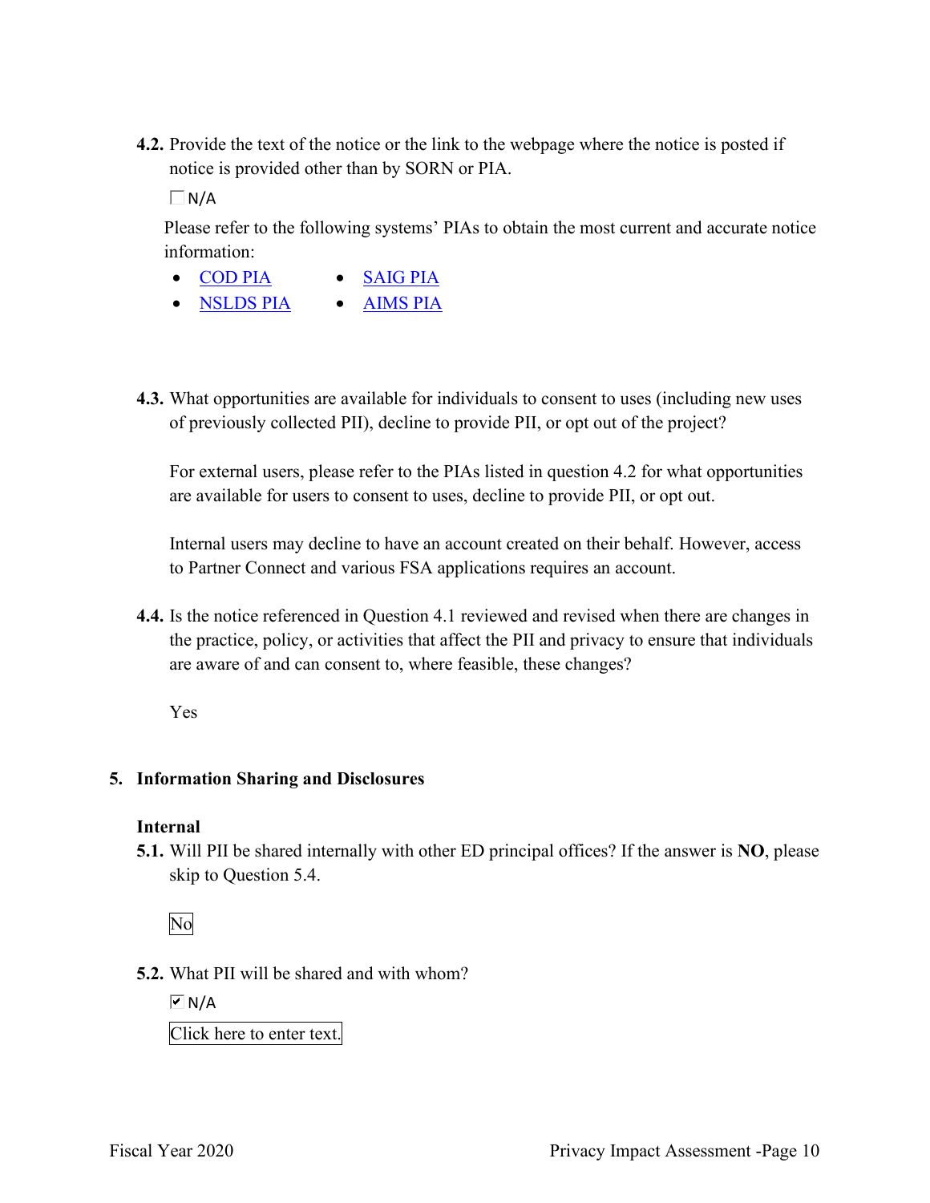**4.2.** Provide the text of the notice or the link to the webpage where the notice is posted if notice is provided other than by SORN or PIA.

☐ N/A

Please refer to the following systems' PIAs to obtain the most current and accurate notice information:

- COD PIA
- NSLDS PIA
- SAIG PIA
- AIMS PIA

**4.3.** What opportunities are available for individuals to consent to uses (including new uses of previously collected PII), decline to provide PII, or opt out of the project?

For external users, please refer to the PIAs listed in question 4.2 for what opportunities are available for users to consent to uses, decline to provide PII, or opt out.

Internal users may decline to have an account created on their behalf. However, access to Partner Connect and various FSA applications requires an account.

**4.4.** Is the notice referenced in Question 4.1 reviewed and revised when there are changes in the practice, policy, or activities that affect the PII and privacy to ensure that individuals are aware of and can consent to, where feasible, these changes?

Yes

## 5. Information Sharing and Disclosures

### Internal

**5.1.** Will PII be shared internally with other ED principal offices? If the answer is **NO**, please skip to Question 5.4.

No

**5.2.** What PII will be shared and with whom?

☑ N/A

Click here to enter text.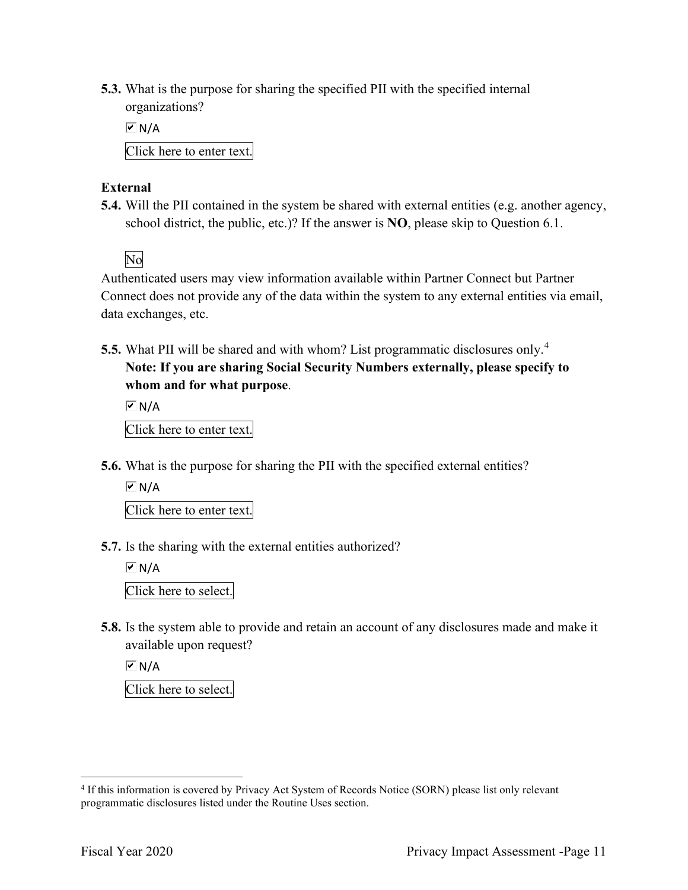**5.3.** What is the purpose for sharing the specified PII with the specified internal organizations?

☑ N/A

Click here to enter text.

**External**

**5.4.** Will the PII contained in the system be shared with external entities (e.g. another agency, school district, the public, etc.)? If the answer is **NO**, please skip to Question 6.1.

No

Authenticated users may view information available within Partner Connect but Partner Connect does not provide any of the data within the system to any external entities via email, data exchanges, etc.

**5.5.** What PII will be shared and with whom? List programmatic disclosures only.[4] **Note: If you are sharing Social Security Numbers externally, please specify to whom and for what purpose**.

☑ N/A

Click here to enter text.

**5.6.** What is the purpose for sharing the PII with the specified external entities?

☑ N/A

Click here to enter text.

**5.7.** Is the sharing with the external entities authorized?

☑ N/A

Click here to select.

**5.8.** Is the system able to provide and retain an account of any disclosures made and make it available upon request?

☑ N/A

Click here to select.

---

[4] If this information is covered by Privacy Act System of Records Notice (SORN) please list only relevant programmatic disclosures listed under the Routine Uses section.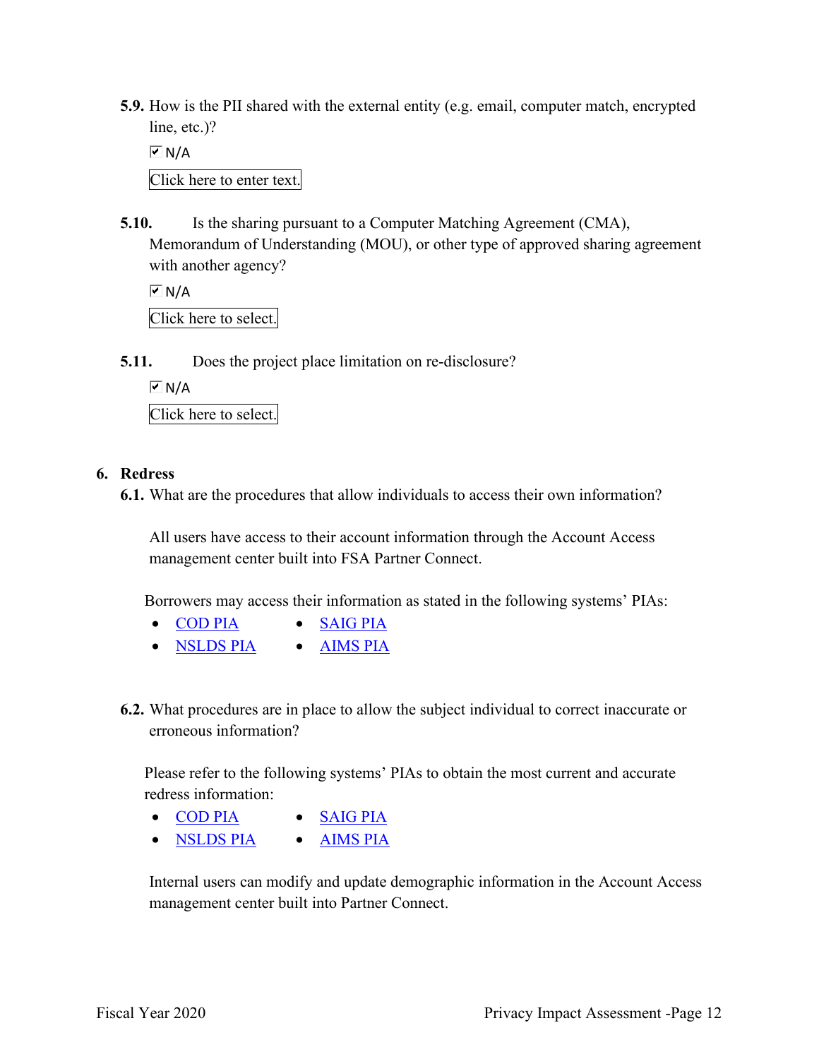**5.9.** How is the PII shared with the external entity (e.g. email, computer match, encrypted line, etc.)?

☑ N/A

Click here to enter text.

**5.10.** Is the sharing pursuant to a Computer Matching Agreement (CMA), Memorandum of Understanding (MOU), or other type of approved sharing agreement with another agency?

☑ N/A

Click here to select.

**5.11.** Does the project place limitation on re-disclosure?

☑ N/A

Click here to select.

## 6. Redress

**6.1.** What are the procedures that allow individuals to access their own information?

All users have access to their account information through the Account Access management center built into FSA Partner Connect.

Borrowers may access their information as stated in the following systems' PIAs:

- COD PIA
- NSLDS PIA
- SAIG PIA
- AIMS PIA

**6.2.** What procedures are in place to allow the subject individual to correct inaccurate or erroneous information?

Please refer to the following systems' PIAs to obtain the most current and accurate redress information:

- COD PIA
- NSLDS PIA
- SAIG PIA
- AIMS PIA

Internal users can modify and update demographic information in the Account Access management center built into Partner Connect.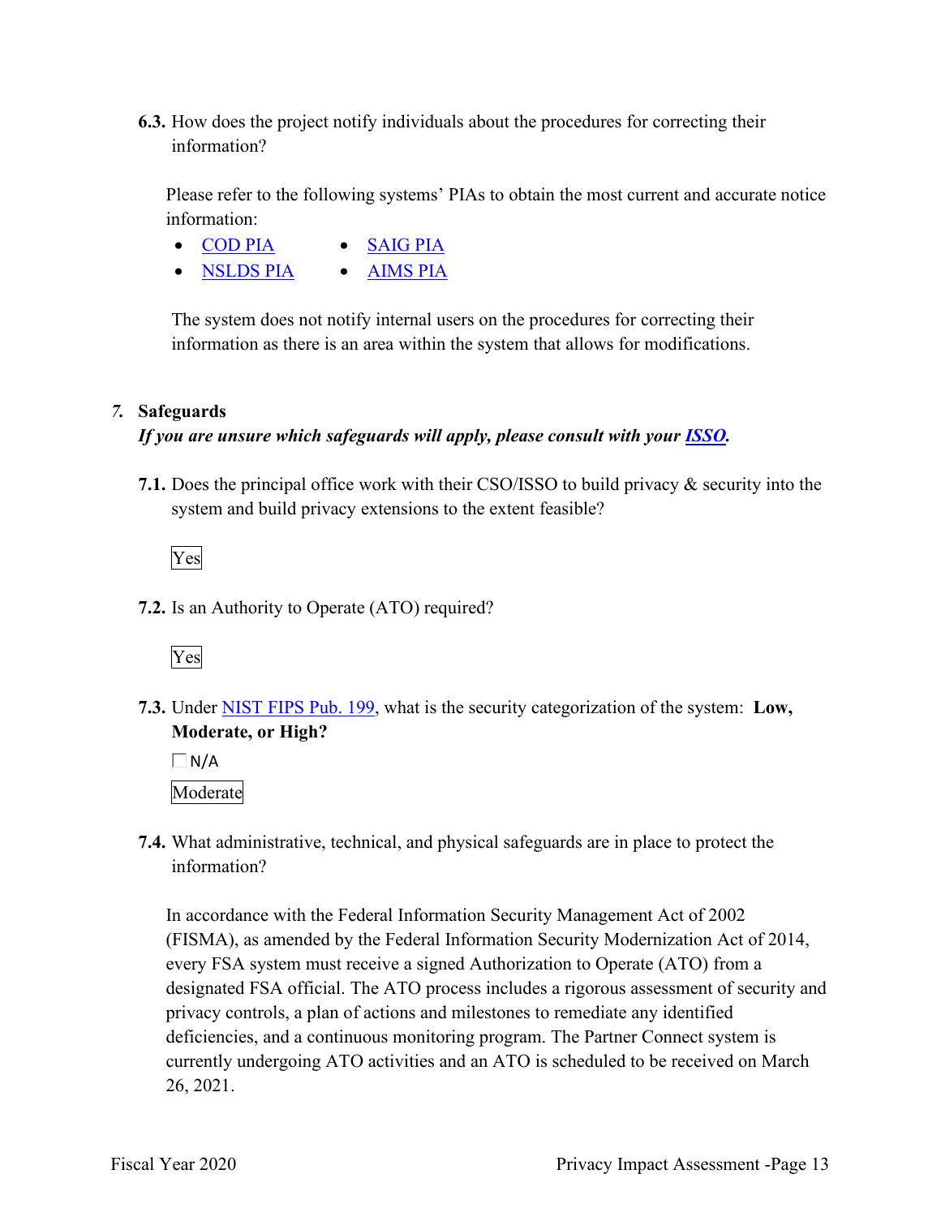**6.3.** How does the project notify individuals about the procedures for correcting their information?

Please refer to the following systems' PIAs to obtain the most current and accurate notice information:

- COD PIA
- SAIG PIA
- NSLDS PIA
- AIMS PIA

The system does not notify internal users on the procedures for correcting their information as there is an area within the system that allows for modifications.

## *7.* Safeguards

***If you are unsure which safeguards will apply, please consult with your ISSO.***

**7.1.** Does the principal office work with their CSO/ISSO to build privacy & security into the system and build privacy extensions to the extent feasible?

Yes

**7.2.** Is an Authority to Operate (ATO) required?

Yes

**7.3.** Under NIST FIPS Pub. 199, what is the security categorization of the system: **Low, Moderate, or High?**

☐ N/A

Moderate

**7.4.** What administrative, technical, and physical safeguards are in place to protect the information?

In accordance with the Federal Information Security Management Act of 2002 (FISMA), as amended by the Federal Information Security Modernization Act of 2014, every FSA system must receive a signed Authorization to Operate (ATO) from a designated FSA official. The ATO process includes a rigorous assessment of security and privacy controls, a plan of actions and milestones to remediate any identified deficiencies, and a continuous monitoring program. The Partner Connect system is currently undergoing ATO activities and an ATO is scheduled to be received on March 26, 2021.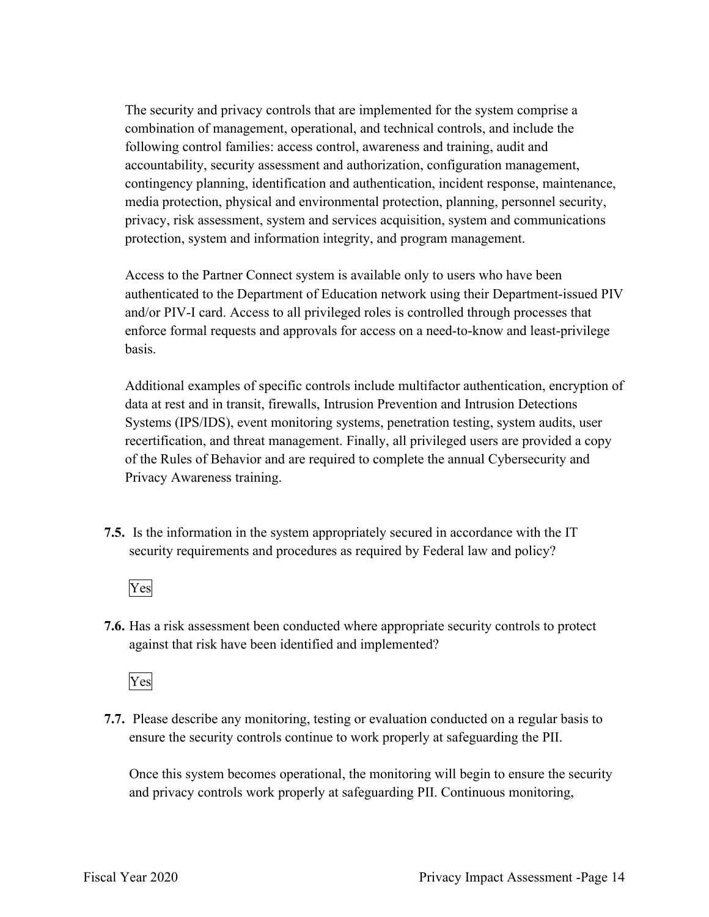The security and privacy controls that are implemented for the system comprise a combination of management, operational, and technical controls, and include the following control families: access control, awareness and training, audit and accountability, security assessment and authorization, configuration management, contingency planning, identification and authentication, incident response, maintenance, media protection, physical and environmental protection, planning, personnel security, privacy, risk assessment, system and services acquisition, system and communications protection, system and information integrity, and program management.

Access to the Partner Connect system is available only to users who have been authenticated to the Department of Education network using their Department-issued PIV and/or PIV-I card. Access to all privileged roles is controlled through processes that enforce formal requests and approvals for access on a need-to-know and least-privilege basis.

Additional examples of specific controls include multifactor authentication, encryption of data at rest and in transit, firewalls, Intrusion Prevention and Intrusion Detections Systems (IPS/IDS), event monitoring systems, penetration testing, system audits, user recertification, and threat management. Finally, all privileged users are provided a copy of the Rules of Behavior and are required to complete the annual Cybersecurity and Privacy Awareness training.

**7.5.** Is the information in the system appropriately secured in accordance with the IT security requirements and procedures as required by Federal law and policy?

Yes

**7.6.** Has a risk assessment been conducted where appropriate security controls to protect against that risk have been identified and implemented?

Yes

**7.7.** Please describe any monitoring, testing or evaluation conducted on a regular basis to ensure the security controls continue to work properly at safeguarding the PII.

Once this system becomes operational, the monitoring will begin to ensure the security and privacy controls work properly at safeguarding PII. Continuous monitoring,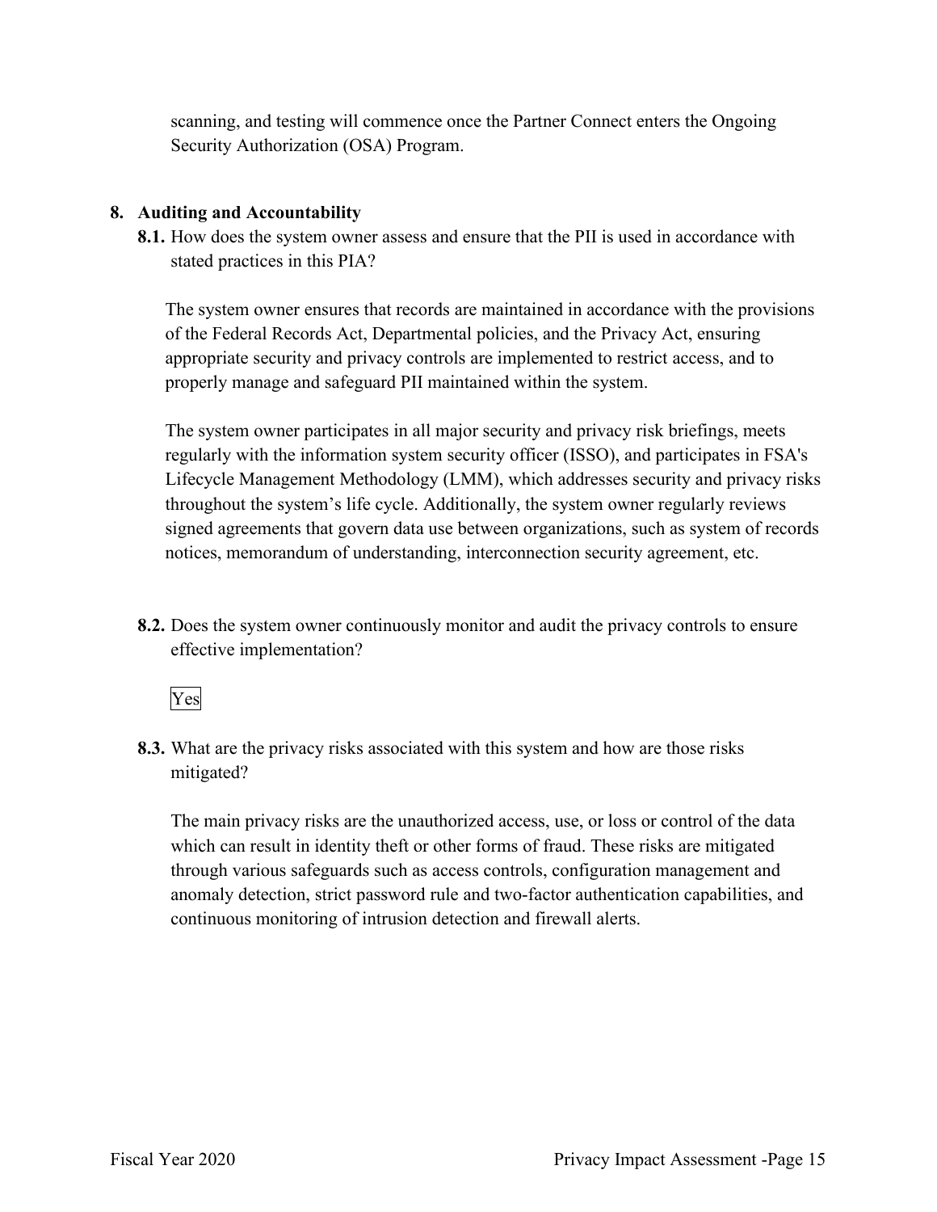scanning, and testing will commence once the Partner Connect enters the Ongoing Security Authorization (OSA) Program.

## 8. Auditing and Accountability

**8.1.** How does the system owner assess and ensure that the PII is used in accordance with stated practices in this PIA?

The system owner ensures that records are maintained in accordance with the provisions of the Federal Records Act, Departmental policies, and the Privacy Act, ensuring appropriate security and privacy controls are implemented to restrict access, and to properly manage and safeguard PII maintained within the system.

The system owner participates in all major security and privacy risk briefings, meets regularly with the information system security officer (ISSO), and participates in FSA's Lifecycle Management Methodology (LMM), which addresses security and privacy risks throughout the system's life cycle. Additionally, the system owner regularly reviews signed agreements that govern data use between organizations, such as system of records notices, memorandum of understanding, interconnection security agreement, etc.

**8.2.** Does the system owner continuously monitor and audit the privacy controls to ensure effective implementation?

Yes

**8.3.** What are the privacy risks associated with this system and how are those risks mitigated?

The main privacy risks are the unauthorized access, use, or loss or control of the data which can result in identity theft or other forms of fraud. These risks are mitigated through various safeguards such as access controls, configuration management and anomaly detection, strict password rule and two-factor authentication capabilities, and continuous monitoring of intrusion detection and firewall alerts.